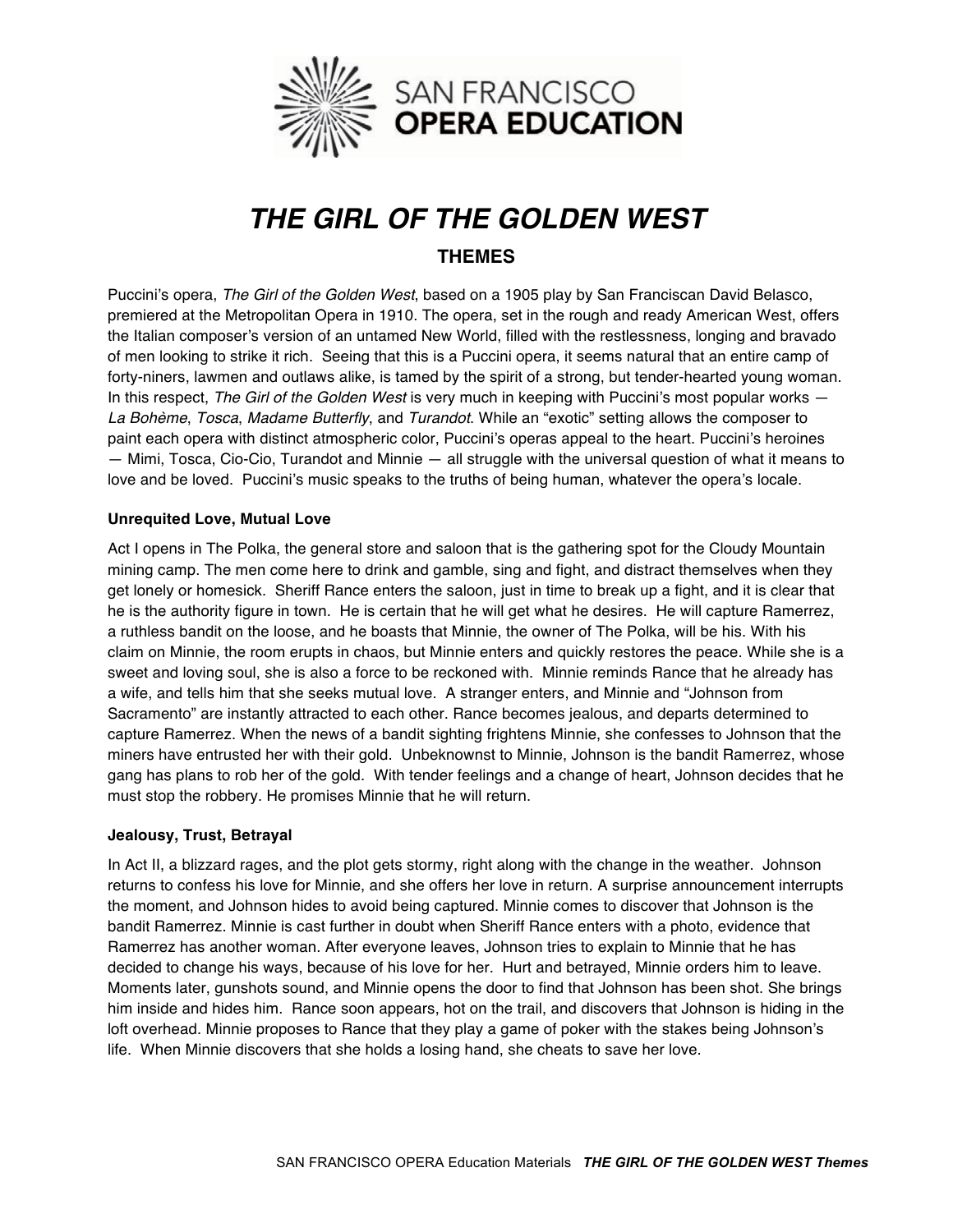SAN FRANCISCO **OPERA EDUCATION**

# *THE GIRL OF THE GOLDEN WEST*

## THEMES

Puccini's opera, *The Girl of the Golden West*, based on a 1905 play by San Franciscan David Belasco, premiered at the Metropolitan Opera in 1910. The opera, set in the rough and ready American West, offers the Italian composer's version of an untamed New World, filled with the restlessness, longing and bravado of men looking to strike it rich. Seeing that this is a Puccini opera, it seems natural that an entire camp of forty-niners, lawmen and outlaws alike, is tamed by the spirit of a strong, but tender-hearted young woman. In this respect, *The Girl of the Golden West* is very much in keeping with Puccini's most popular works — *La Bohème*, *Tosca*, *Madame Butterfly*, and *Turandot*. While an "exotic" setting allows the composer to paint each opera with distinct atmospheric color, Puccini's operas appeal to the heart. Puccini's heroines — Mimi, Tosca, Cio-Cio, Turandot and Minnie — all struggle with the universal question of what it means to love and be loved. Puccini's music speaks to the truths of being human, whatever the opera's locale.

### Unrequited Love, Mutual Love

Act I opens in The Polka, the general store and saloon that is the gathering spot for the Cloudy Mountain mining camp. The men come here to drink and gamble, sing and fight, and distract themselves when they get lonely or homesick. Sheriff Rance enters the saloon, just in time to break up a fight, and it is clear that he is the authority figure in town. He is certain that he will get what he desires. He will capture Ramerrez, a ruthless bandit on the loose, and he boasts that Minnie, the owner of The Polka, will be his. With his claim on Minnie, the room erupts in chaos, but Minnie enters and quickly restores the peace. While she is a sweet and loving soul, she is also a force to be reckoned with. Minnie reminds Rance that he already has a wife, and tells him that she seeks mutual love. A stranger enters, and Minnie and "Johnson from Sacramento" are instantly attracted to each other. Rance becomes jealous, and departs determined to capture Ramerrez. When the news of a bandit sighting frightens Minnie, she confesses to Johnson that the miners have entrusted her with their gold. Unbeknownst to Minnie, Johnson is the bandit Ramerrez, whose gang has plans to rob her of the gold. With tender feelings and a change of heart, Johnson decides that he must stop the robbery. He promises Minnie that he will return.

### Jealousy, Trust, Betrayal

In Act II, a blizzard rages, and the plot gets stormy, right along with the change in the weather. Johnson returns to confess his love for Minnie, and she offers her love in return. A surprise announcement interrupts the moment, and Johnson hides to avoid being captured. Minnie comes to discover that Johnson is the bandit Ramerrez. Minnie is cast further in doubt when Sheriff Rance enters with a photo, evidence that Ramerrez has another woman. After everyone leaves, Johnson tries to explain to Minnie that he has decided to change his ways, because of his love for her. Hurt and betrayed, Minnie orders him to leave. Moments later, gunshots sound, and Minnie opens the door to find that Johnson has been shot. She brings him inside and hides him. Rance soon appears, hot on the trail, and discovers that Johnson is hiding in the loft overhead. Minnie proposes to Rance that they play a game of poker with the stakes being Johnson's life. When Minnie discovers that she holds a losing hand, she cheats to save her love.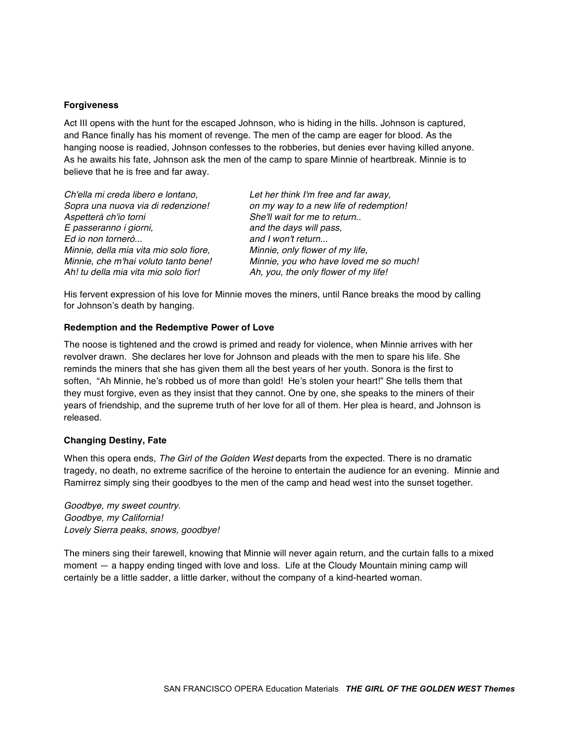**Forgiveness**

Act III opens with the hunt for the escaped Johnson, who is hiding in the hills. Johnson is captured, and Rance finally has his moment of revenge. The men of the camp are eager for blood. As the hanging noose is readied, Johnson confesses to the robberies, but denies ever having killed anyone. As he awaits his fate, Johnson ask the men of the camp to spare Minnie of heartbreak. Minnie is to believe that he is free and far away.

| | |
|---|---|
| *Ch'ella mi creda libero e lontano,* | *Let her think I'm free and far away,* |
| *Sopra una nuova via di redenzione!* | *on my way to a new life of redemption!* |
| *Aspetterà ch'io torni* | *She'll wait for me to return..* |
| *E passeranno i giorni,* | *and the days will pass,* |
| *Ed io non tornerò...* | *and I won't return...* |
| *Minnie, della mia vita mio solo fiore,* | *Minnie, only flower of my life,* |
| *Minnie, che m'hai voluto tanto bene!* | *Minnie, you who have loved me so much!* |
| *Ah! tu della mia vita mio solo fior!* | *Ah, you, the only flower of my life!* |

His fervent expression of his love for Minnie moves the miners, until Rance breaks the mood by calling for Johnson's death by hanging.

**Redemption and the Redemptive Power of Love**

The noose is tightened and the crowd is primed and ready for violence, when Minnie arrives with her revolver drawn. She declares her love for Johnson and pleads with the men to spare his life. She reminds the miners that she has given them all the best years of her youth. Sonora is the first to soften, "Ah Minnie, he's robbed us of more than gold! He's stolen your heart!" She tells them that they must forgive, even as they insist that they cannot. One by one, she speaks to the miners of their years of friendship, and the supreme truth of her love for all of them. Her plea is heard, and Johnson is released.

**Changing Destiny, Fate**

When this opera ends, *The Girl of the Golden West* departs from the expected. There is no dramatic tragedy, no death, no extreme sacrifice of the heroine to entertain the audience for an evening. Minnie and Ramirrez simply sing their goodbyes to the men of the camp and head west into the sunset together.

*Goodbye, my sweet country.*
*Goodbye, my California!*
*Lovely Sierra peaks, snows, goodbye!*

The miners sing their farewell, knowing that Minnie will never again return, and the curtain falls to a mixed moment — a happy ending tinged with love and loss. Life at the Cloudy Mountain mining camp will certainly be a little sadder, a little darker, without the company of a kind-hearted woman.